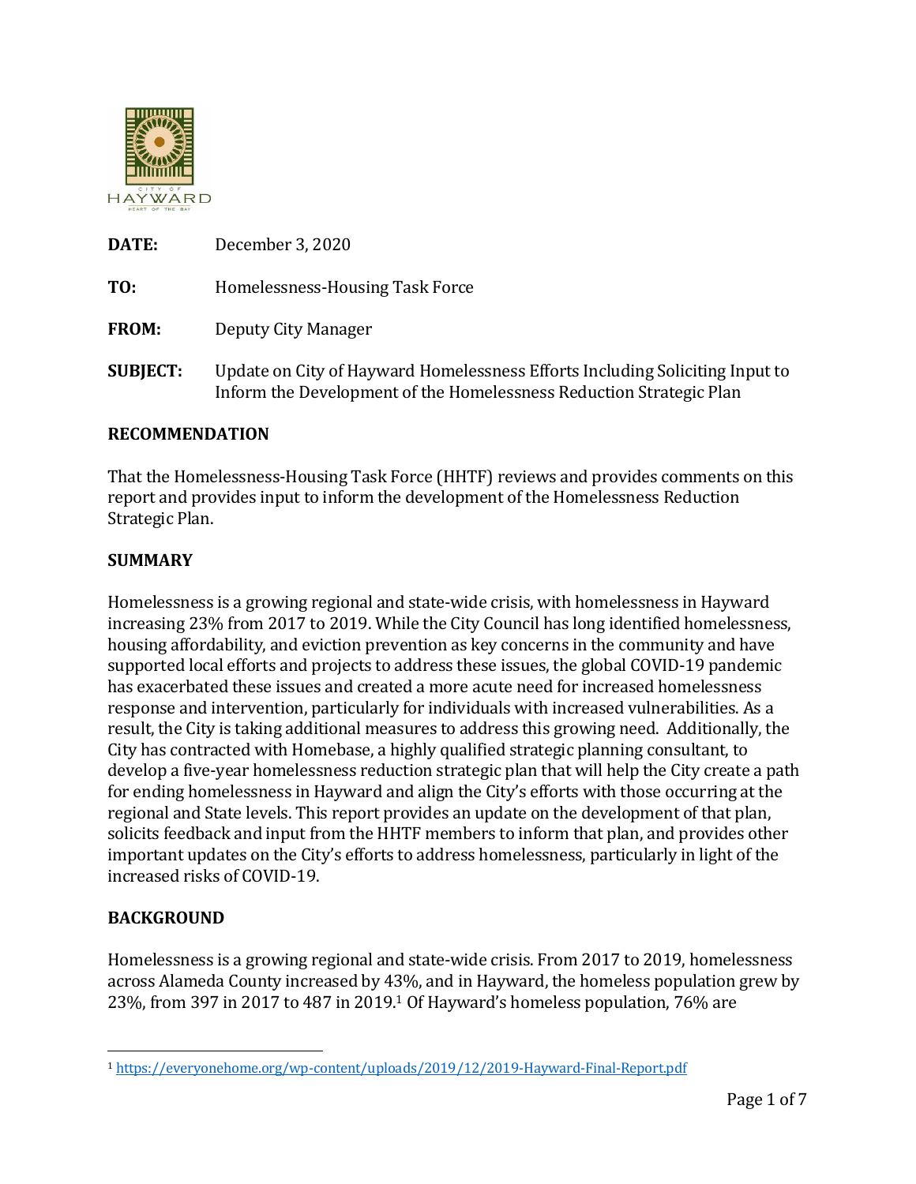**DATE:** December 3, 2020

**TO:** Homelessness-Housing Task Force

**FROM:** Deputy City Manager

**SUBJECT:** Update on City of Hayward Homelessness Efforts Including Soliciting Input to Inform the Development of the Homelessness Reduction Strategic Plan

## RECOMMENDATION

That the Homelessness-Housing Task Force (HHTF) reviews and provides comments on this report and provides input to inform the development of the Homelessness Reduction Strategic Plan.

## SUMMARY

Homelessness is a growing regional and state-wide crisis, with homelessness in Hayward increasing 23% from 2017 to 2019. While the City Council has long identified homelessness, housing affordability, and eviction prevention as key concerns in the community and have supported local efforts and projects to address these issues, the global COVID-19 pandemic has exacerbated these issues and created a more acute need for increased homelessness response and intervention, particularly for individuals with increased vulnerabilities. As a result, the City is taking additional measures to address this growing need. Additionally, the City has contracted with Homebase, a highly qualified strategic planning consultant, to develop a five-year homelessness reduction strategic plan that will help the City create a path for ending homelessness in Hayward and align the City's efforts with those occurring at the regional and State levels. This report provides an update on the development of that plan, solicits feedback and input from the HHTF members to inform that plan, and provides other important updates on the City's efforts to address homelessness, particularly in light of the increased risks of COVID-19.

## BACKGROUND

Homelessness is a growing regional and state-wide crisis. From 2017 to 2019, homelessness across Alameda County increased by 43%, and in Hayward, the homeless population grew by 23%, from 397 in 2017 to 487 in 2019.[1] Of Hayward's homeless population, 76% are

[1] https://everyonehome.org/wp-content/uploads/2019/12/2019-Hayward-Final-Report.pdf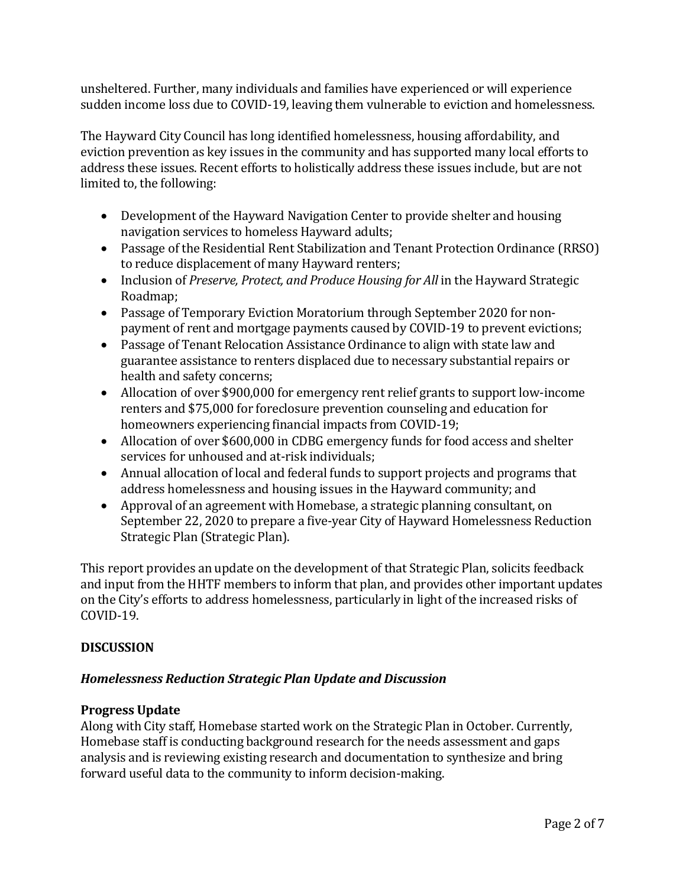unsheltered. Further, many individuals and families have experienced or will experience sudden income loss due to COVID-19, leaving them vulnerable to eviction and homelessness.

The Hayward City Council has long identified homelessness, housing affordability, and eviction prevention as key issues in the community and has supported many local efforts to address these issues. Recent efforts to holistically address these issues include, but are not limited to, the following:

- Development of the Hayward Navigation Center to provide shelter and housing navigation services to homeless Hayward adults;
- Passage of the Residential Rent Stabilization and Tenant Protection Ordinance (RRSO) to reduce displacement of many Hayward renters;
- Inclusion of *Preserve, Protect, and Produce Housing for All* in the Hayward Strategic Roadmap;
- Passage of Temporary Eviction Moratorium through September 2020 for non-payment of rent and mortgage payments caused by COVID-19 to prevent evictions;
- Passage of Tenant Relocation Assistance Ordinance to align with state law and guarantee assistance to renters displaced due to necessary substantial repairs or health and safety concerns;
- Allocation of over $900,000 for emergency rent relief grants to support low-income renters and $75,000 for foreclosure prevention counseling and education for homeowners experiencing financial impacts from COVID-19;
- Allocation of over $600,000 in CDBG emergency funds for food access and shelter services for unhoused and at-risk individuals;
- Annual allocation of local and federal funds to support projects and programs that address homelessness and housing issues in the Hayward community; and
- Approval of an agreement with Homebase, a strategic planning consultant, on September 22, 2020 to prepare a five-year City of Hayward Homelessness Reduction Strategic Plan (Strategic Plan).

This report provides an update on the development of that Strategic Plan, solicits feedback and input from the HHTF members to inform that plan, and provides other important updates on the City's efforts to address homelessness, particularly in light of the increased risks of COVID-19.

## DISCUSSION

### *Homelessness Reduction Strategic Plan Update and Discussion*

#### Progress Update

Along with City staff, Homebase started work on the Strategic Plan in October. Currently, Homebase staff is conducting background research for the needs assessment and gaps analysis and is reviewing existing research and documentation to synthesize and bring forward useful data to the community to inform decision-making.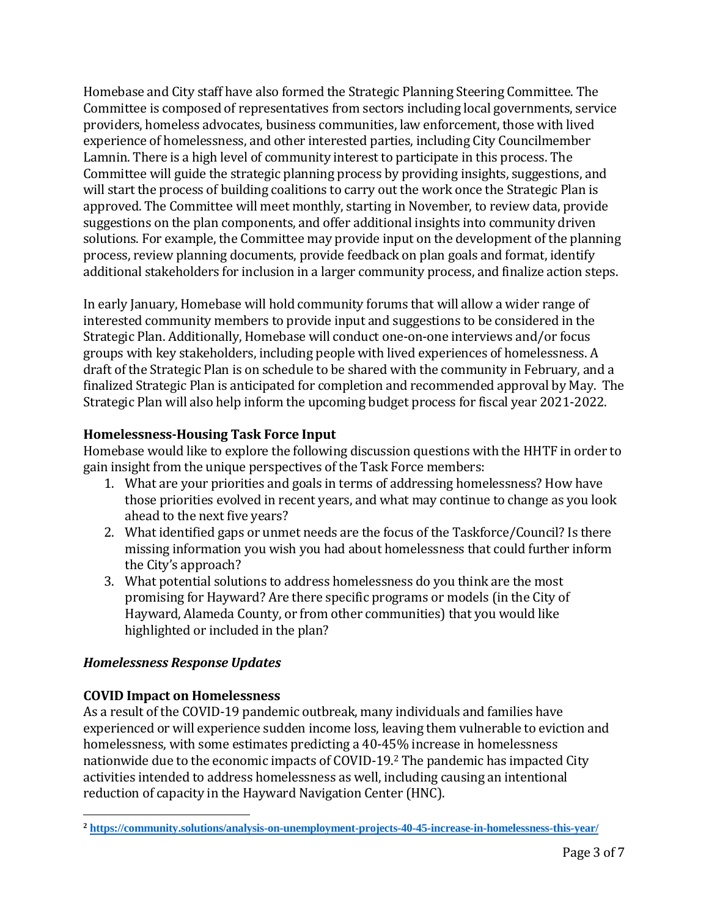Homebase and City staff have also formed the Strategic Planning Steering Committee. The Committee is composed of representatives from sectors including local governments, service providers, homeless advocates, business communities, law enforcement, those with lived experience of homelessness, and other interested parties, including City Councilmember Lamnin. There is a high level of community interest to participate in this process. The Committee will guide the strategic planning process by providing insights, suggestions, and will start the process of building coalitions to carry out the work once the Strategic Plan is approved. The Committee will meet monthly, starting in November, to review data, provide suggestions on the plan components, and offer additional insights into community driven solutions. For example, the Committee may provide input on the development of the planning process, review planning documents, provide feedback on plan goals and format, identify additional stakeholders for inclusion in a larger community process, and finalize action steps.

In early January, Homebase will hold community forums that will allow a wider range of interested community members to provide input and suggestions to be considered in the Strategic Plan. Additionally, Homebase will conduct one-on-one interviews and/or focus groups with key stakeholders, including people with lived experiences of homelessness. A draft of the Strategic Plan is on schedule to be shared with the community in February, and a finalized Strategic Plan is anticipated for completion and recommended approval by May. The Strategic Plan will also help inform the upcoming budget process for fiscal year 2021-2022.

**Homelessness-Housing Task Force Input**

Homebase would like to explore the following discussion questions with the HHTF in order to gain insight from the unique perspectives of the Task Force members:

1. What are your priorities and goals in terms of addressing homelessness? How have those priorities evolved in recent years, and what may continue to change as you look ahead to the next five years?
2. What identified gaps or unmet needs are the focus of the Taskforce/Council? Is there missing information you wish you had about homelessness that could further inform the City's approach?
3. What potential solutions to address homelessness do you think are the most promising for Hayward? Are there specific programs or models (in the City of Hayward, Alameda County, or from other communities) that you would like highlighted or included in the plan?

***Homelessness Response Updates***

**COVID Impact on Homelessness**

As a result of the COVID-19 pandemic outbreak, many individuals and families have experienced or will experience sudden income loss, leaving them vulnerable to eviction and homelessness, with some estimates predicting a 40-45% increase in homelessness nationwide due to the economic impacts of COVID-19.[2] The pandemic has impacted City activities intended to address homelessness as well, including causing an intentional reduction of capacity in the Hayward Navigation Center (HNC).

---

[2] https://community.solutions/analysis-on-unemployment-projects-40-45-increase-in-homelessness-this-year/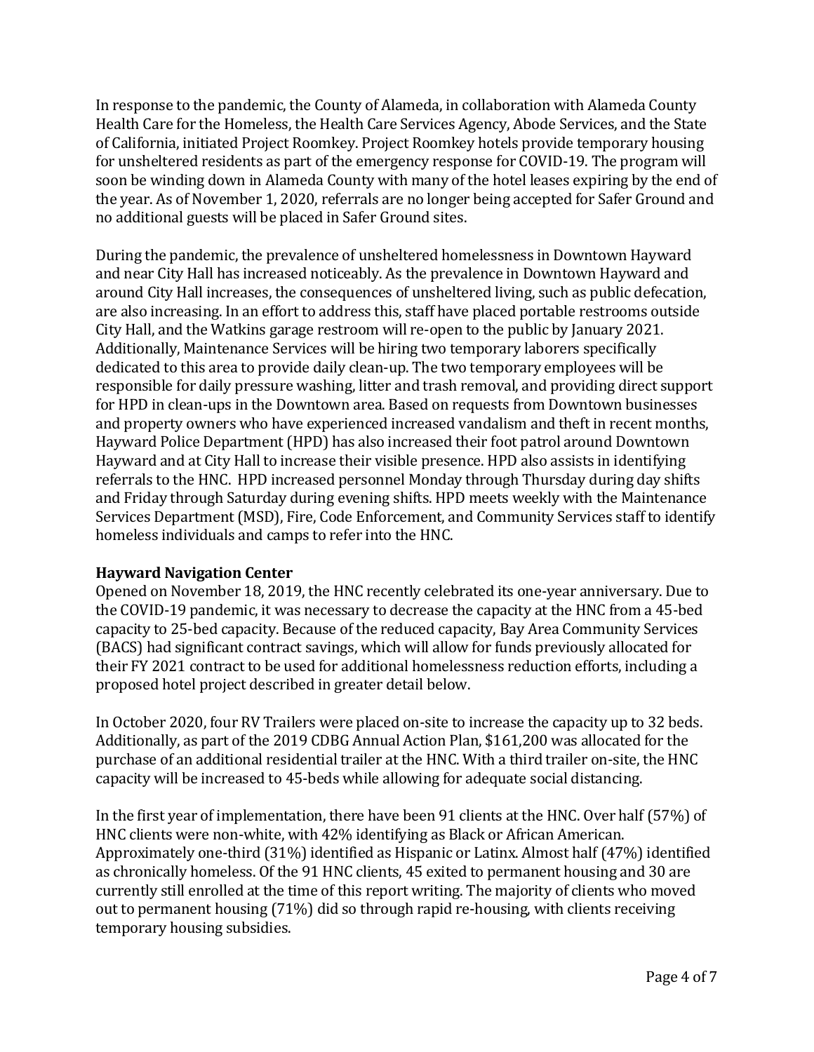In response to the pandemic, the County of Alameda, in collaboration with Alameda County Health Care for the Homeless, the Health Care Services Agency, Abode Services, and the State of California, initiated Project Roomkey. Project Roomkey hotels provide temporary housing for unsheltered residents as part of the emergency response for COVID-19. The program will soon be winding down in Alameda County with many of the hotel leases expiring by the end of the year. As of November 1, 2020, referrals are no longer being accepted for Safer Ground and no additional guests will be placed in Safer Ground sites.

During the pandemic, the prevalence of unsheltered homelessness in Downtown Hayward and near City Hall has increased noticeably. As the prevalence in Downtown Hayward and around City Hall increases, the consequences of unsheltered living, such as public defecation, are also increasing. In an effort to address this, staff have placed portable restrooms outside City Hall, and the Watkins garage restroom will re-open to the public by January 2021. Additionally, Maintenance Services will be hiring two temporary laborers specifically dedicated to this area to provide daily clean-up. The two temporary employees will be responsible for daily pressure washing, litter and trash removal, and providing direct support for HPD in clean-ups in the Downtown area. Based on requests from Downtown businesses and property owners who have experienced increased vandalism and theft in recent months, Hayward Police Department (HPD) has also increased their foot patrol around Downtown Hayward and at City Hall to increase their visible presence. HPD also assists in identifying referrals to the HNC. HPD increased personnel Monday through Thursday during day shifts and Friday through Saturday during evening shifts. HPD meets weekly with the Maintenance Services Department (MSD), Fire, Code Enforcement, and Community Services staff to identify homeless individuals and camps to refer into the HNC.

**Hayward Navigation Center**

Opened on November 18, 2019, the HNC recently celebrated its one-year anniversary. Due to the COVID-19 pandemic, it was necessary to decrease the capacity at the HNC from a 45-bed capacity to 25-bed capacity. Because of the reduced capacity, Bay Area Community Services (BACS) had significant contract savings, which will allow for funds previously allocated for their FY 2021 contract to be used for additional homelessness reduction efforts, including a proposed hotel project described in greater detail below.

In October 2020, four RV Trailers were placed on-site to increase the capacity up to 32 beds. Additionally, as part of the 2019 CDBG Annual Action Plan, $161,200 was allocated for the purchase of an additional residential trailer at the HNC. With a third trailer on-site, the HNC capacity will be increased to 45-beds while allowing for adequate social distancing.

In the first year of implementation, there have been 91 clients at the HNC. Over half (57%) of HNC clients were non-white, with 42% identifying as Black or African American. Approximately one-third (31%) identified as Hispanic or Latinx. Almost half (47%) identified as chronically homeless. Of the 91 HNC clients, 45 exited to permanent housing and 30 are currently still enrolled at the time of this report writing. The majority of clients who moved out to permanent housing (71%) did so through rapid re-housing, with clients receiving temporary housing subsidies.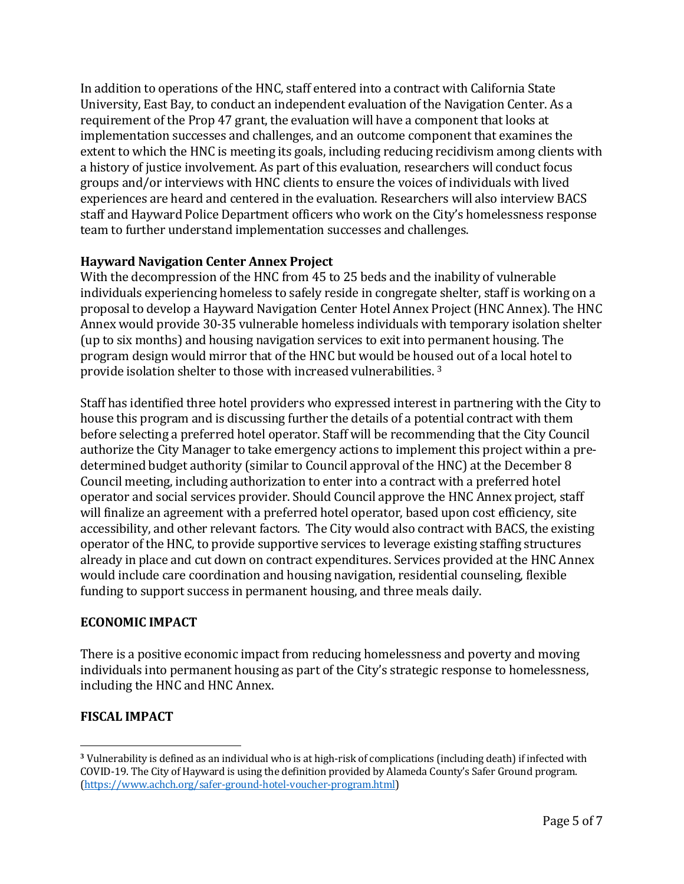In addition to operations of the HNC, staff entered into a contract with California State University, East Bay, to conduct an independent evaluation of the Navigation Center. As a requirement of the Prop 47 grant, the evaluation will have a component that looks at implementation successes and challenges, and an outcome component that examines the extent to which the HNC is meeting its goals, including reducing recidivism among clients with a history of justice involvement. As part of this evaluation, researchers will conduct focus groups and/or interviews with HNC clients to ensure the voices of individuals with lived experiences are heard and centered in the evaluation. Researchers will also interview BACS staff and Hayward Police Department officers who work on the City's homelessness response team to further understand implementation successes and challenges.

**Hayward Navigation Center Annex Project**

With the decompression of the HNC from 45 to 25 beds and the inability of vulnerable individuals experiencing homeless to safely reside in congregate shelter, staff is working on a proposal to develop a Hayward Navigation Center Hotel Annex Project (HNC Annex). The HNC Annex would provide 30-35 vulnerable homeless individuals with temporary isolation shelter (up to six months) and housing navigation services to exit into permanent housing. The program design would mirror that of the HNC but would be housed out of a local hotel to provide isolation shelter to those with increased vulnerabilities. [3]

Staff has identified three hotel providers who expressed interest in partnering with the City to house this program and is discussing further the details of a potential contract with them before selecting a preferred hotel operator. Staff will be recommending that the City Council authorize the City Manager to take emergency actions to implement this project within a pre-determined budget authority (similar to Council approval of the HNC) at the December 8 Council meeting, including authorization to enter into a contract with a preferred hotel operator and social services provider. Should Council approve the HNC Annex project, staff will finalize an agreement with a preferred hotel operator, based upon cost efficiency, site accessibility, and other relevant factors. The City would also contract with BACS, the existing operator of the HNC, to provide supportive services to leverage existing staffing structures already in place and cut down on contract expenditures. Services provided at the HNC Annex would include care coordination and housing navigation, residential counseling, flexible funding to support success in permanent housing, and three meals daily.

## ECONOMIC IMPACT

There is a positive economic impact from reducing homelessness and poverty and moving individuals into permanent housing as part of the City's strategic response to homelessness, including the HNC and HNC Annex.

## FISCAL IMPACT

---

[3] Vulnerability is defined as an individual who is at high-risk of complications (including death) if infected with COVID-19. The City of Hayward is using the definition provided by Alameda County's Safer Ground program. (https://www.achch.org/safer-ground-hotel-voucher-program.html)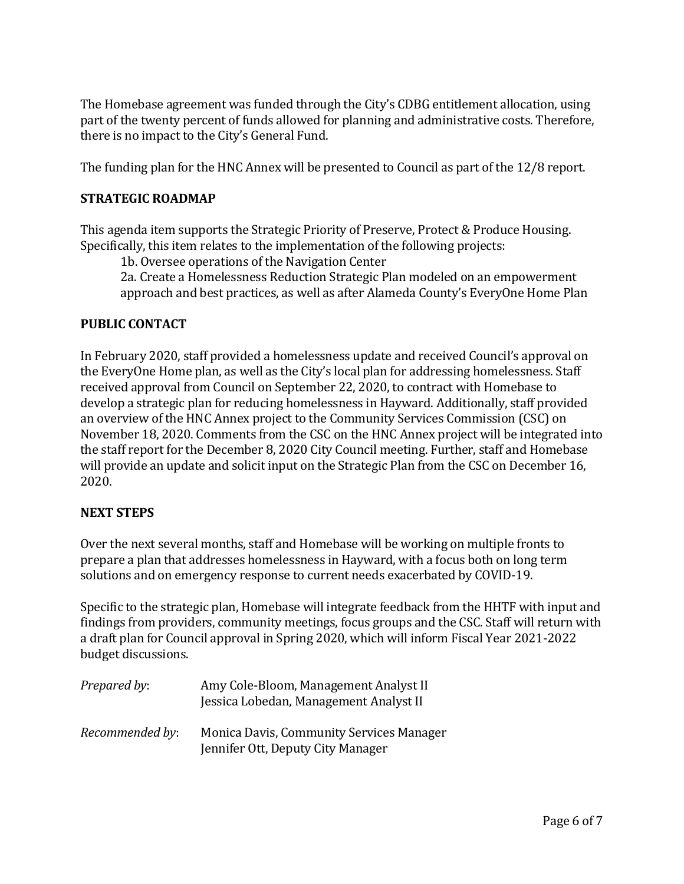The Homebase agreement was funded through the City's CDBG entitlement allocation, using part of the twenty percent of funds allowed for planning and administrative costs. Therefore, there is no impact to the City's General Fund.

The funding plan for the HNC Annex will be presented to Council as part of the 12/8 report.

## STRATEGIC ROADMAP

This agenda item supports the Strategic Priority of Preserve, Protect & Produce Housing. Specifically, this item relates to the implementation of the following projects:

1b. Oversee operations of the Navigation Center
2a. Create a Homelessness Reduction Strategic Plan modeled on an empowerment approach and best practices, as well as after Alameda County's EveryOne Home Plan

## PUBLIC CONTACT

In February 2020, staff provided a homelessness update and received Council's approval on the EveryOne Home plan, as well as the City's local plan for addressing homelessness. Staff received approval from Council on September 22, 2020, to contract with Homebase to develop a strategic plan for reducing homelessness in Hayward. Additionally, staff provided an overview of the HNC Annex project to the Community Services Commission (CSC) on November 18, 2020. Comments from the CSC on the HNC Annex project will be integrated into the staff report for the December 8, 2020 City Council meeting. Further, staff and Homebase will provide an update and solicit input on the Strategic Plan from the CSC on December 16, 2020.

## NEXT STEPS

Over the next several months, staff and Homebase will be working on multiple fronts to prepare a plan that addresses homelessness in Hayward, with a focus both on long term solutions and on emergency response to current needs exacerbated by COVID-19.

Specific to the strategic plan, Homebase will integrate feedback from the HHTF with input and findings from providers, community meetings, focus groups and the CSC. Staff will return with a draft plan for Council approval in Spring 2020, which will inform Fiscal Year 2021-2022 budget discussions.

*Prepared by*: Amy Cole-Bloom, Management Analyst II
Jessica Lobedan, Management Analyst II

*Recommended by*: Monica Davis, Community Services Manager
Jennifer Ott, Deputy City Manager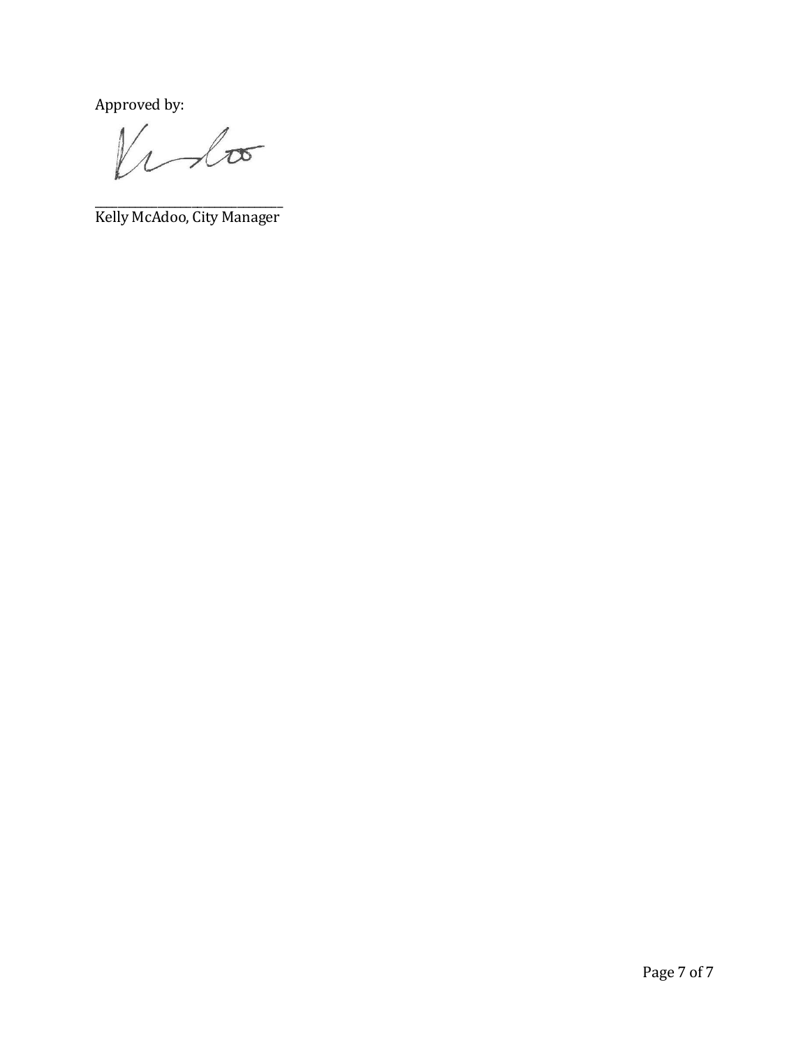Approved by:

\_\_\_\_\_\_\_\_\_\_\_\_\_\_\_\_\_\_\_\_\_\_\_\_\_\_\_\_\_\_\_\_\_\_\_\_

Kelly McAdoo, City Manager